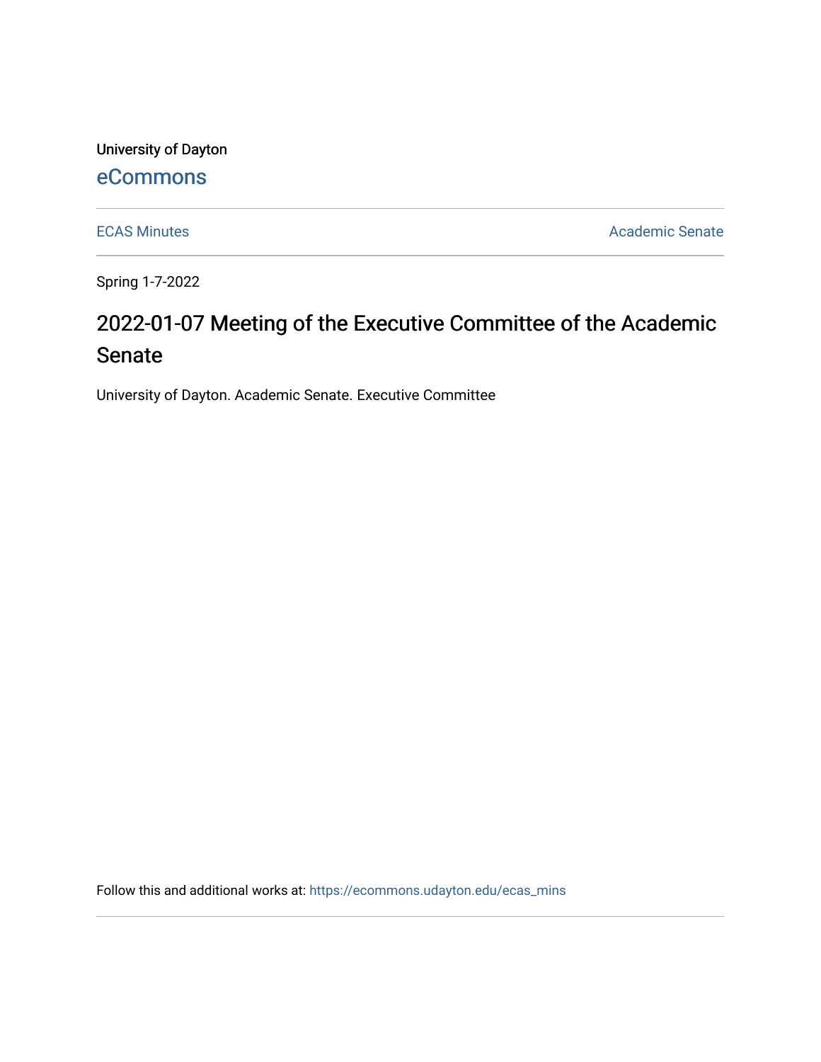University of Dayton

eCommons

ECAS Minutes | Academic Senate

Spring 1-7-2022

# 2022-01-07 Meeting of the Executive Committee of the Academic Senate

University of Dayton. Academic Senate. Executive Committee

Follow this and additional works at: https://ecommons.udayton.edu/ecas_mins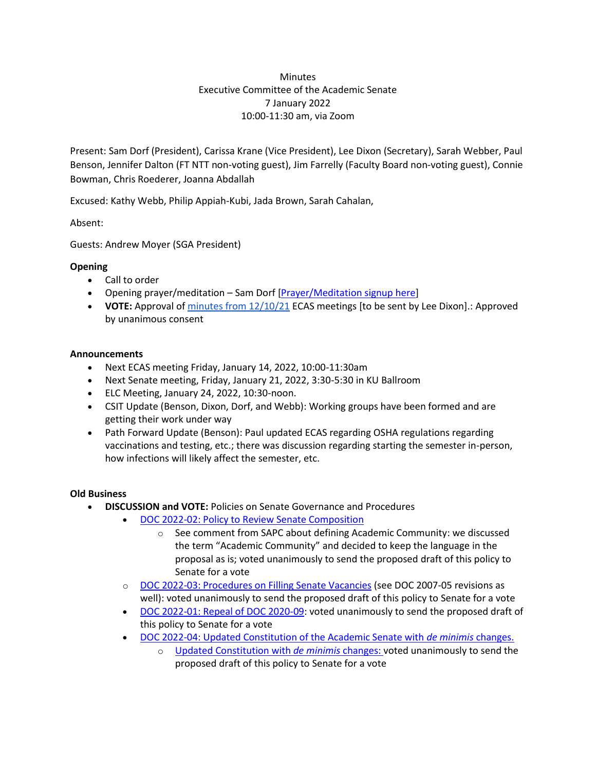Minutes
Executive Committee of the Academic Senate
7 January 2022
10:00-11:30 am, via Zoom

Present: Sam Dorf (President), Carissa Krane (Vice President), Lee Dixon (Secretary), Sarah Webber, Paul Benson, Jennifer Dalton (FT NTT non-voting guest), Jim Farrelly (Faculty Board non-voting guest), Connie Bowman, Chris Roederer, Joanna Abdallah

Excused: Kathy Webb, Philip Appiah-Kubi, Jada Brown, Sarah Cahalan,

Absent:

Guests: Andrew Moyer (SGA President)

**Opening**

- Call to order
- Opening prayer/meditation – Sam Dorf [Prayer/Meditation signup here]
- **VOTE:** Approval of minutes from 12/10/21 ECAS meetings [to be sent by Lee Dixon].: Approved by unanimous consent

**Announcements**

- Next ECAS meeting Friday, January 14, 2022, 10:00-11:30am
- Next Senate meeting, Friday, January 21, 2022, 3:30-5:30 in KU Ballroom
- ELC Meeting, January 24, 2022, 10:30-noon.
- CSIT Update (Benson, Dixon, Dorf, and Webb): Working groups have been formed and are getting their work under way
- Path Forward Update (Benson): Paul updated ECAS regarding OSHA regulations regarding vaccinations and testing, etc.; there was discussion regarding starting the semester in-person, how infections will likely affect the semester, etc.

**Old Business**

- **DISCUSSION and VOTE:** Policies on Senate Governance and Procedures
  - DOC 2022-02: Policy to Review Senate Composition
    - See comment from SAPC about defining Academic Community: we discussed the term "Academic Community" and decided to keep the language in the proposal as is; voted unanimously to send the proposed draft of this policy to Senate for a vote
  - DOC 2022-03: Procedures on Filling Senate Vacancies (see DOC 2007-05 revisions as well): voted unanimously to send the proposed draft of this policy to Senate for a vote
  - DOC 2022-01: Repeal of DOC 2020-09: voted unanimously to send the proposed draft of this policy to Senate for a vote
  - DOC 2022-04: Updated Constitution of the Academic Senate with *de minimis* changes.
    - Updated Constitution with *de minimis* changes: voted unanimously to send the proposed draft of this policy to Senate for a vote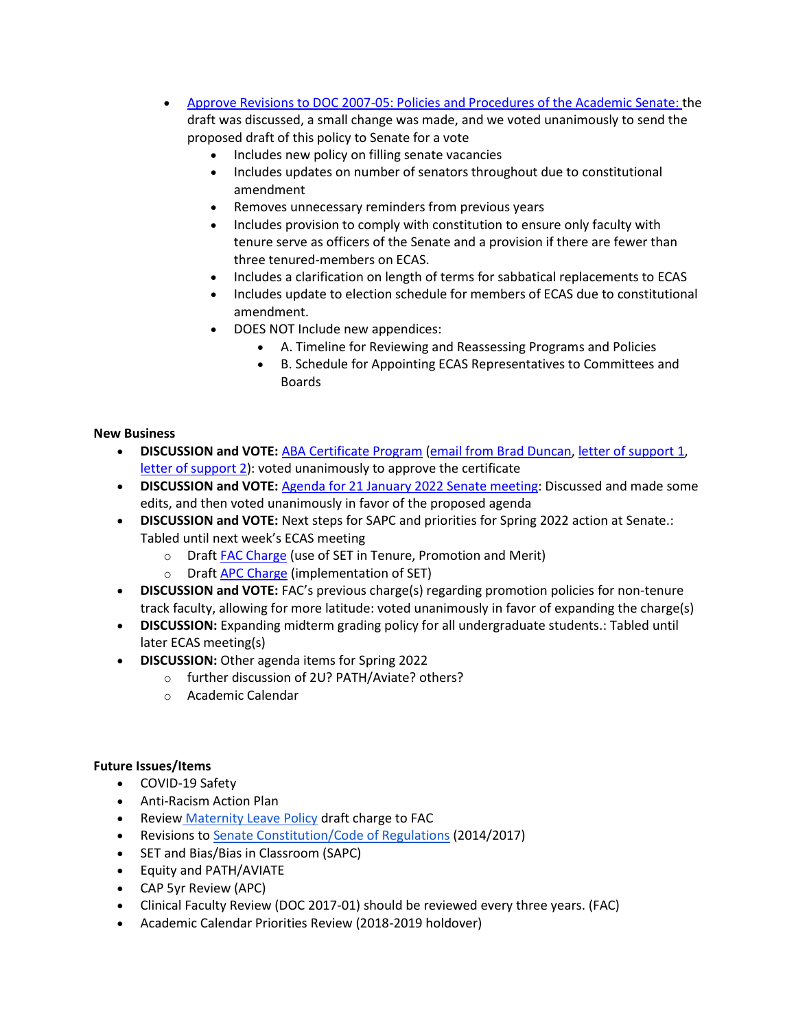- Approve Revisions to DOC 2007-05: Policies and Procedures of the Academic Senate: the draft was discussed, a small change was made, and we voted unanimously to send the proposed draft of this policy to Senate for a vote
    - Includes new policy on filling senate vacancies
    - Includes updates on number of senators throughout due to constitutional amendment
    - Removes unnecessary reminders from previous years
    - Includes provision to comply with constitution to ensure only faculty with tenure serve as officers of the Senate and a provision if there are fewer than three tenured-members on ECAS.
    - Includes a clarification on length of terms for sabbatical replacements to ECAS
    - Includes update to election schedule for members of ECAS due to constitutional amendment.
    - DOES NOT Include new appendices:
        - A. Timeline for Reviewing and Reassessing Programs and Policies
        - B. Schedule for Appointing ECAS Representatives to Committees and Boards

**New Business**

- **DISCUSSION and VOTE:** ABA Certificate Program (email from Brad Duncan, letter of support 1, letter of support 2): voted unanimously to approve the certificate
- **DISCUSSION and VOTE:** Agenda for 21 January 2022 Senate meeting: Discussed and made some edits, and then voted unanimously in favor of the proposed agenda
- **DISCUSSION and VOTE:** Next steps for SAPC and priorities for Spring 2022 action at Senate.: Tabled until next week's ECAS meeting
    - Draft FAC Charge (use of SET in Tenure, Promotion and Merit)
    - Draft APC Charge (implementation of SET)
- **DISCUSSION and VOTE:** FAC's previous charge(s) regarding promotion policies for non-tenure track faculty, allowing for more latitude: voted unanimously in favor of expanding the charge(s)
- **DISCUSSION:** Expanding midterm grading policy for all undergraduate students.: Tabled until later ECAS meeting(s)
- **DISCUSSION:** Other agenda items for Spring 2022
    - further discussion of 2U? PATH/Aviate? others?
    - Academic Calendar

**Future Issues/Items**

- COVID-19 Safety
- Anti-Racism Action Plan
- Review Maternity Leave Policy draft charge to FAC
- Revisions to Senate Constitution/Code of Regulations (2014/2017)
- SET and Bias/Bias in Classroom (SAPC)
- Equity and PATH/AVIATE
- CAP 5yr Review (APC)
- Clinical Faculty Review (DOC 2017-01) should be reviewed every three years. (FAC)
- Academic Calendar Priorities Review (2018-2019 holdover)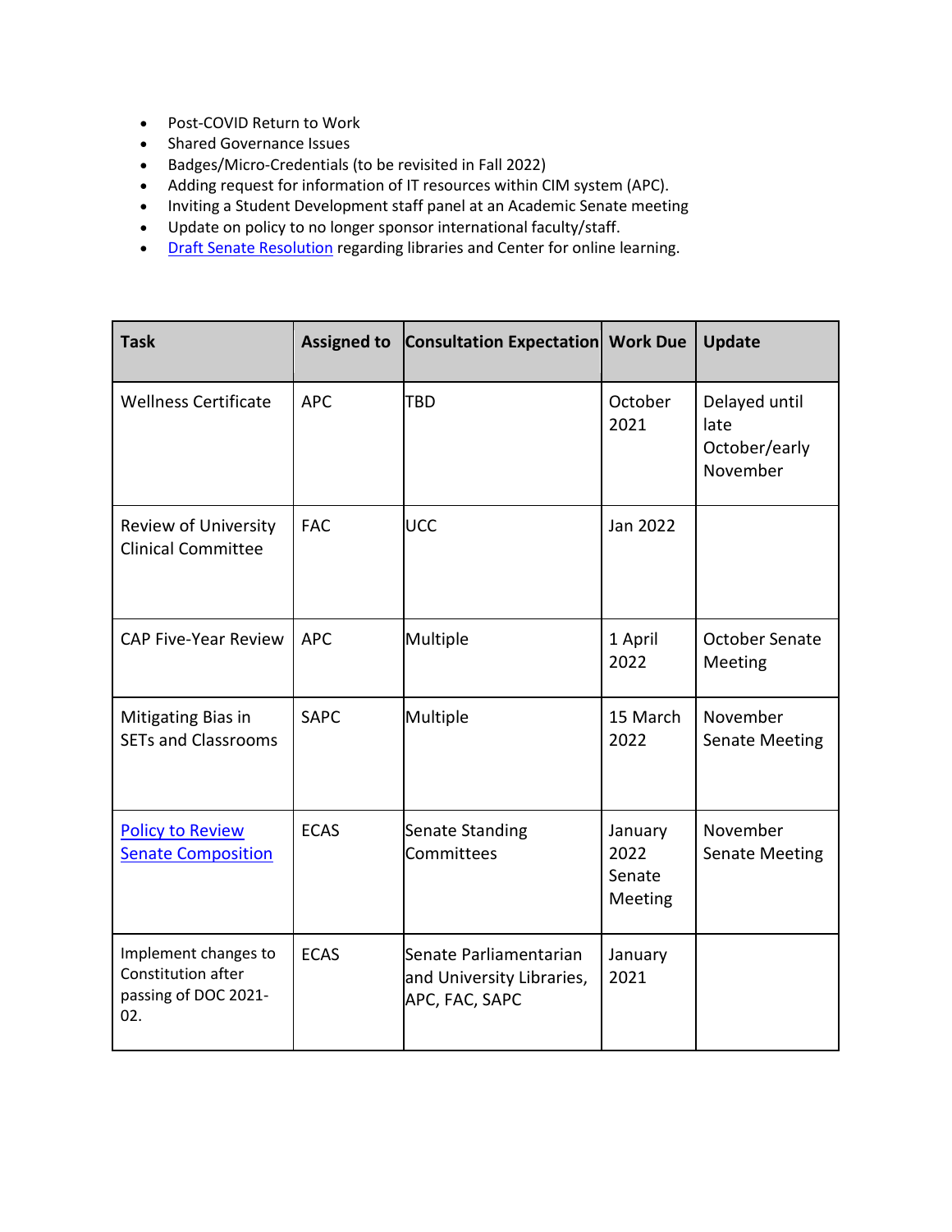- Post-COVID Return to Work
- Shared Governance Issues
- Badges/Micro-Credentials (to be revisited in Fall 2022)
- Adding request for information of IT resources within CIM system (APC).
- Inviting a Student Development staff panel at an Academic Senate meeting
- Update on policy to no longer sponsor international faculty/staff.
- Draft Senate Resolution regarding libraries and Center for online learning.

| Task | Assigned to | Consultation Expectation | Work Due | Update |
|---|---|---|---|---|
| Wellness Certificate | APC | TBD | October 2021 | Delayed until late October/early November |
| Review of University Clinical Committee | FAC | UCC | Jan 2022 | |
| CAP Five-Year Review | APC | Multiple | 1 April 2022 | October Senate Meeting |
| Mitigating Bias in SETs and Classrooms | SAPC | Multiple | 15 March 2022 | November Senate Meeting |
| Policy to Review Senate Composition | ECAS | Senate Standing Committees | January 2022 Senate Meeting | November Senate Meeting |
| Implement changes to Constitution after passing of DOC 2021-02. | ECAS | Senate Parliamentarian and University Libraries, APC, FAC, SAPC | January 2021 | |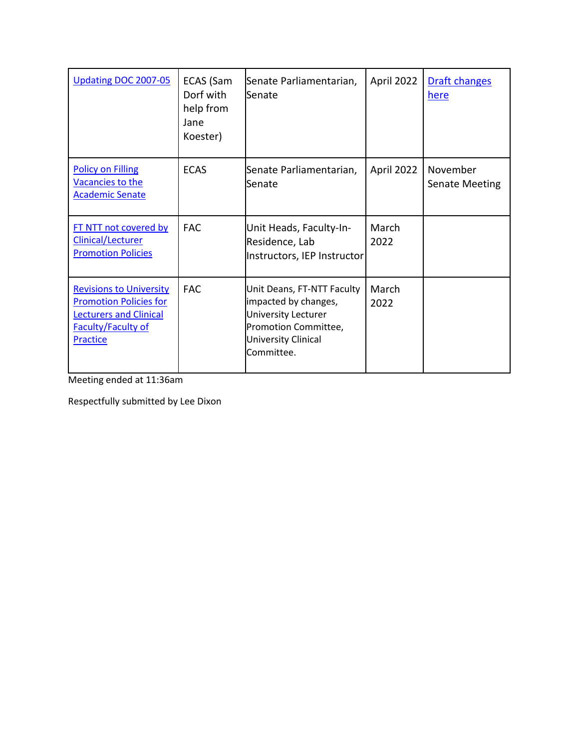| | | | | |
|---|---|---|---|---|
| Updating DOC 2007-05 | ECAS (Sam Dorf with help from Jane Koester) | Senate Parliamentarian, Senate | April 2022 | Draft changes here |
| Policy on Filling Vacancies to the Academic Senate | ECAS | Senate Parliamentarian, Senate | April 2022 | November Senate Meeting |
| FT NTT not covered by Clinical/Lecturer Promotion Policies | FAC | Unit Heads, Faculty-In-Residence, Lab Instructors, IEP Instructor | March 2022 | |
| Revisions to University Promotion Policies for Lecturers and Clinical Faculty/Faculty of Practice | FAC | Unit Deans, FT-NTT Faculty impacted by changes, University Lecturer Promotion Committee, University Clinical Committee. | March 2022 | |

Meeting ended at 11:36am

Respectfully submitted by Lee Dixon